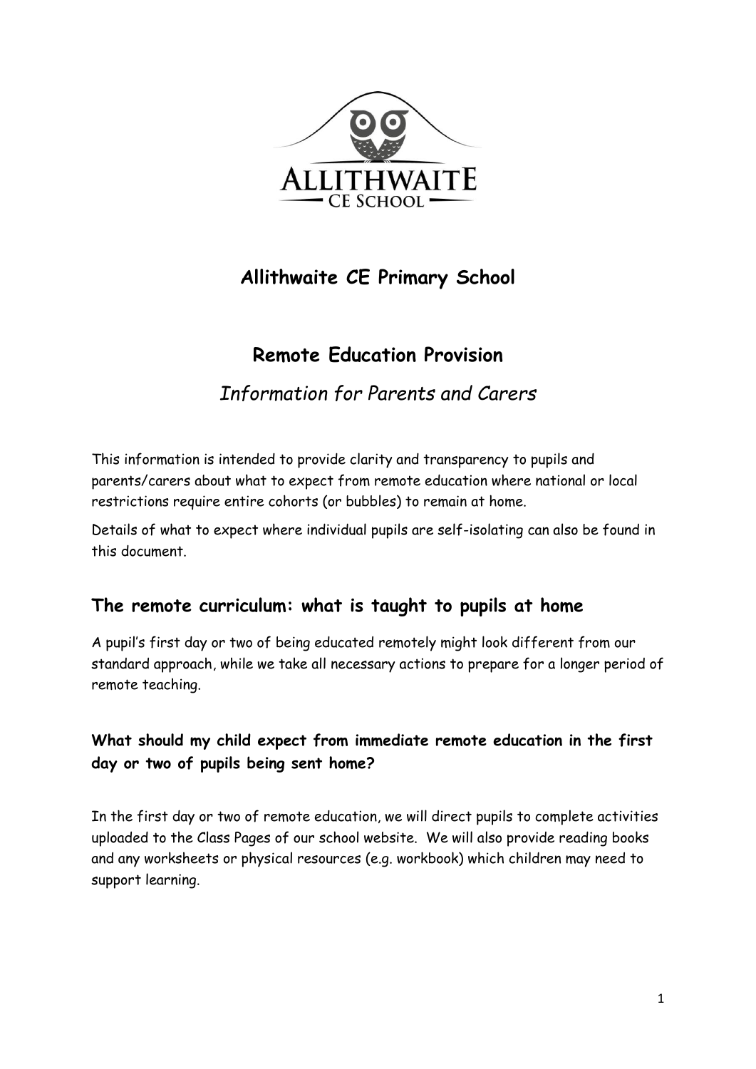# Allithwaite CE Primary School

## Remote Education Provision

*Information for Parents and Carers*

This information is intended to provide clarity and transparency to pupils and parents/carers about what to expect from remote education where national or local restrictions require entire cohorts (or bubbles) to remain at home.

Details of what to expect where individual pupils are self-isolating can also be found in this document.

## The remote curriculum: what is taught to pupils at home

A pupil's first day or two of being educated remotely might look different from our standard approach, while we take all necessary actions to prepare for a longer period of remote teaching.

### What should my child expect from immediate remote education in the first day or two of pupils being sent home?

In the first day or two of remote education, we will direct pupils to complete activities uploaded to the Class Pages of our school website. We will also provide reading books and any worksheets or physical resources (e.g. workbook) which children may need to support learning.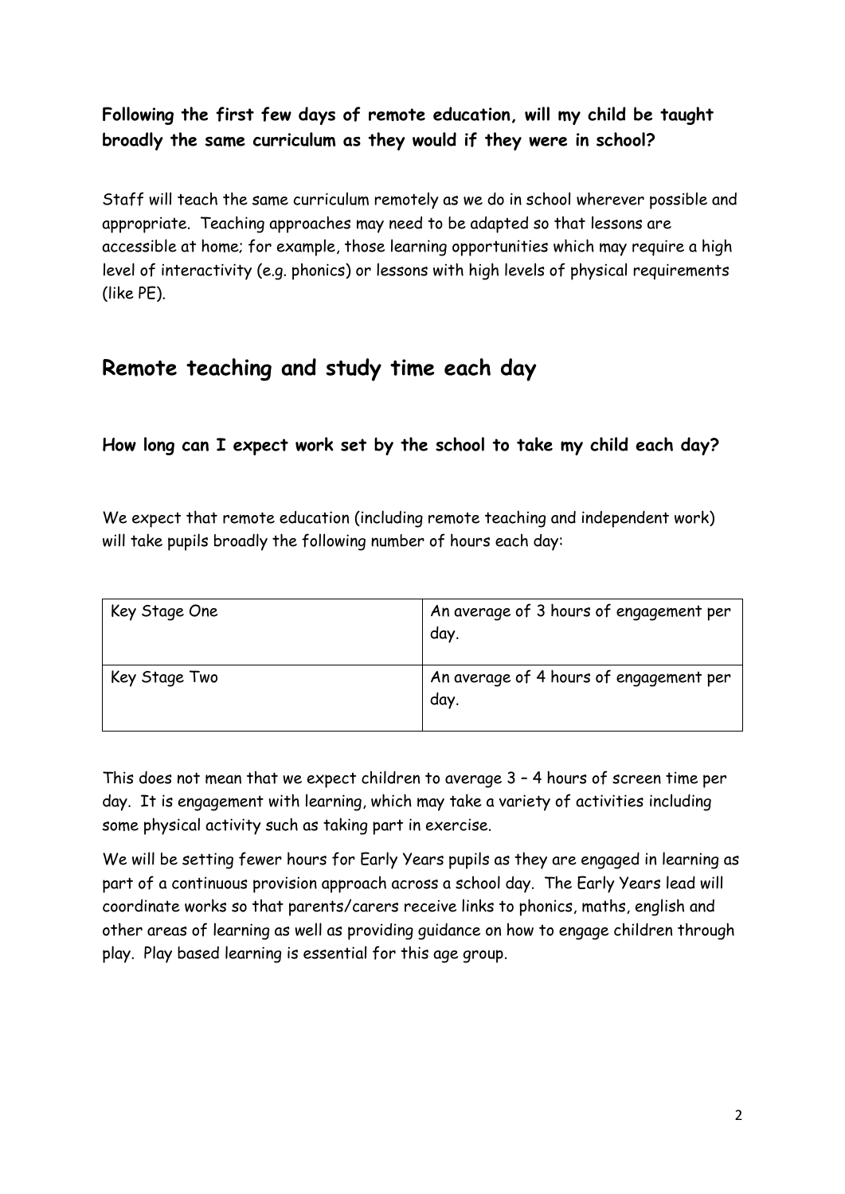**Following the first few days of remote education, will my child be taught broadly the same curriculum as they would if they were in school?**

Staff will teach the same curriculum remotely as we do in school wherever possible and appropriate. Teaching approaches may need to be adapted so that lessons are accessible at home; for example, those learning opportunities which may require a high level of interactivity (e.g. phonics) or lessons with high levels of physical requirements (like PE).

## Remote teaching and study time each day

**How long can I expect work set by the school to take my child each day?**

We expect that remote education (including remote teaching and independent work) will take pupils broadly the following number of hours each day:

| | |
|---|---|
| Key Stage One | An average of 3 hours of engagement per day. |
| Key Stage Two | An average of 4 hours of engagement per day. |

This does not mean that we expect children to average 3 – 4 hours of screen time per day. It is engagement with learning, which may take a variety of activities including some physical activity such as taking part in exercise.

We will be setting fewer hours for Early Years pupils as they are engaged in learning as part of a continuous provision approach across a school day. The Early Years lead will coordinate works so that parents/carers receive links to phonics, maths, english and other areas of learning as well as providing guidance on how to engage children through play. Play based learning is essential for this age group.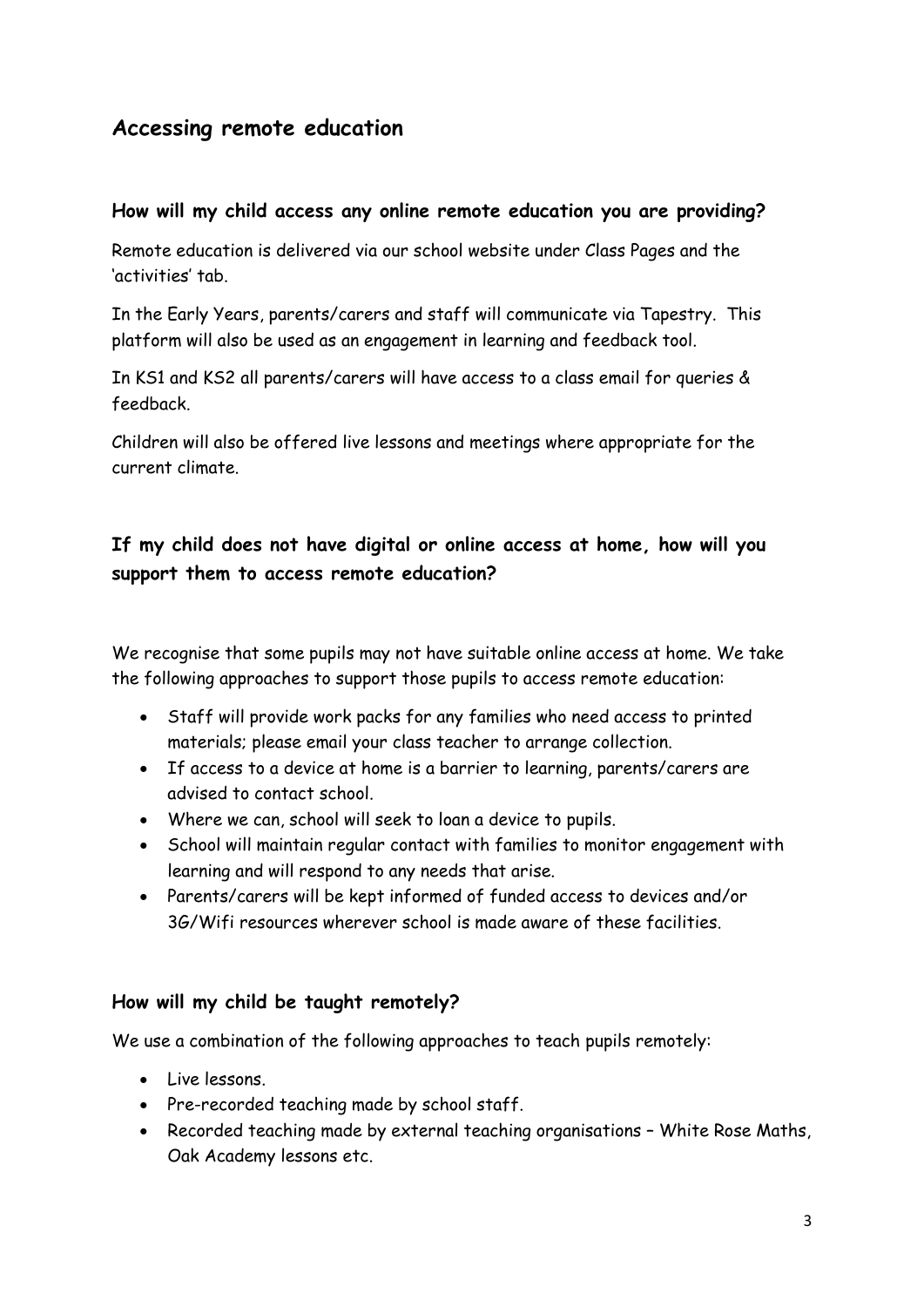## Accessing remote education

### How will my child access any online remote education you are providing?

Remote education is delivered via our school website under Class Pages and the 'activities' tab.

In the Early Years, parents/carers and staff will communicate via Tapestry. This platform will also be used as an engagement in learning and feedback tool.

In KS1 and KS2 all parents/carers will have access to a class email for queries & feedback.

Children will also be offered live lessons and meetings where appropriate for the current climate.

### If my child does not have digital or online access at home, how will you support them to access remote education?

We recognise that some pupils may not have suitable online access at home. We take the following approaches to support those pupils to access remote education:

- Staff will provide work packs for any families who need access to printed materials; please email your class teacher to arrange collection.
- If access to a device at home is a barrier to learning, parents/carers are advised to contact school.
- Where we can, school will seek to loan a device to pupils.
- School will maintain regular contact with families to monitor engagement with learning and will respond to any needs that arise.
- Parents/carers will be kept informed of funded access to devices and/or 3G/Wifi resources wherever school is made aware of these facilities.

### How will my child be taught remotely?

We use a combination of the following approaches to teach pupils remotely:

- Live lessons.
- Pre-recorded teaching made by school staff.
- Recorded teaching made by external teaching organisations – White Rose Maths, Oak Academy lessons etc.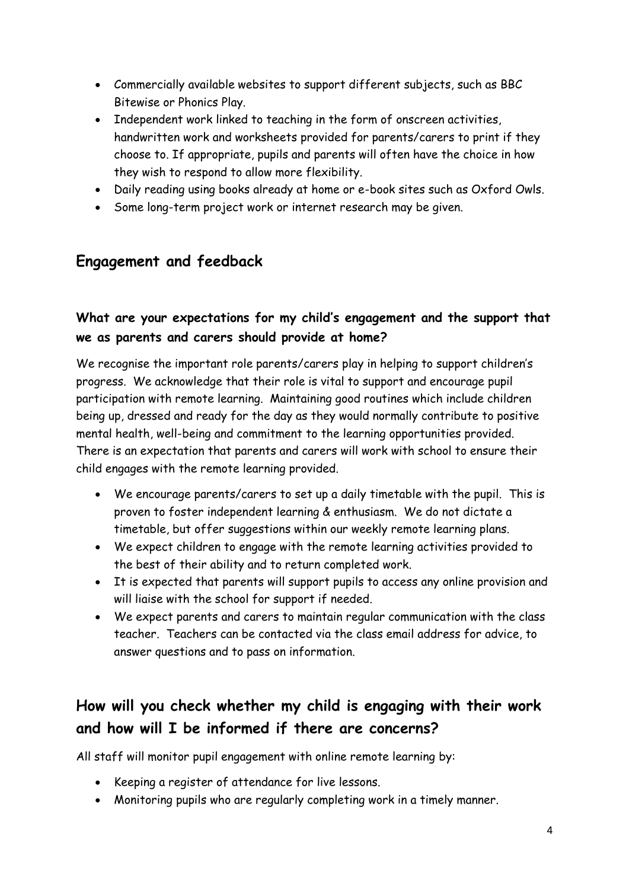- Commercially available websites to support different subjects, such as BBC Bitewise or Phonics Play.
- Independent work linked to teaching in the form of onscreen activities, handwritten work and worksheets provided for parents/carers to print if they choose to. If appropriate, pupils and parents will often have the choice in how they wish to respond to allow more flexibility.
- Daily reading using books already at home or e-book sites such as Oxford Owls.
- Some long-term project work or internet research may be given.

## Engagement and feedback

### What are your expectations for my child's engagement and the support that we as parents and carers should provide at home?

We recognise the important role parents/carers play in helping to support children's progress. We acknowledge that their role is vital to support and encourage pupil participation with remote learning. Maintaining good routines which include children being up, dressed and ready for the day as they would normally contribute to positive mental health, well-being and commitment to the learning opportunities provided. There is an expectation that parents and carers will work with school to ensure their child engages with the remote learning provided.

- We encourage parents/carers to set up a daily timetable with the pupil. This is proven to foster independent learning & enthusiasm. We do not dictate a timetable, but offer suggestions within our weekly remote learning plans.
- We expect children to engage with the remote learning activities provided to the best of their ability and to return completed work.
- It is expected that parents will support pupils to access any online provision and will liaise with the school for support if needed.
- We expect parents and carers to maintain regular communication with the class teacher. Teachers can be contacted via the class email address for advice, to answer questions and to pass on information.

## How will you check whether my child is engaging with their work and how will I be informed if there are concerns?

All staff will monitor pupil engagement with online remote learning by:

- Keeping a register of attendance for live lessons.
- Monitoring pupils who are regularly completing work in a timely manner.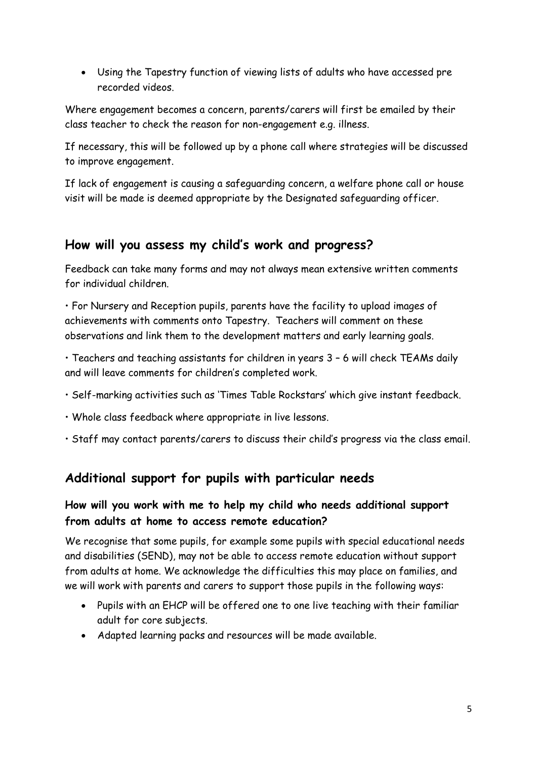- Using the Tapestry function of viewing lists of adults who have accessed pre recorded videos.

Where engagement becomes a concern, parents/carers will first be emailed by their class teacher to check the reason for non-engagement e.g. illness.

If necessary, this will be followed up by a phone call where strategies will be discussed to improve engagement.

If lack of engagement is causing a safeguarding concern, a welfare phone call or house visit will be made is deemed appropriate by the Designated safeguarding officer.

## How will you assess my child's work and progress?

Feedback can take many forms and may not always mean extensive written comments for individual children.

• For Nursery and Reception pupils, parents have the facility to upload images of achievements with comments onto Tapestry. Teachers will comment on these observations and link them to the development matters and early learning goals.

• Teachers and teaching assistants for children in years 3 – 6 will check TEAMs daily and will leave comments for children's completed work.

• Self-marking activities such as 'Times Table Rockstars' which give instant feedback.

• Whole class feedback where appropriate in live lessons.

• Staff may contact parents/carers to discuss their child's progress via the class email.

## Additional support for pupils with particular needs

### How will you work with me to help my child who needs additional support from adults at home to access remote education?

We recognise that some pupils, for example some pupils with special educational needs and disabilities (SEND), may not be able to access remote education without support from adults at home. We acknowledge the difficulties this may place on families, and we will work with parents and carers to support those pupils in the following ways:

- Pupils with an EHCP will be offered one to one live teaching with their familiar adult for core subjects.
- Adapted learning packs and resources will be made available.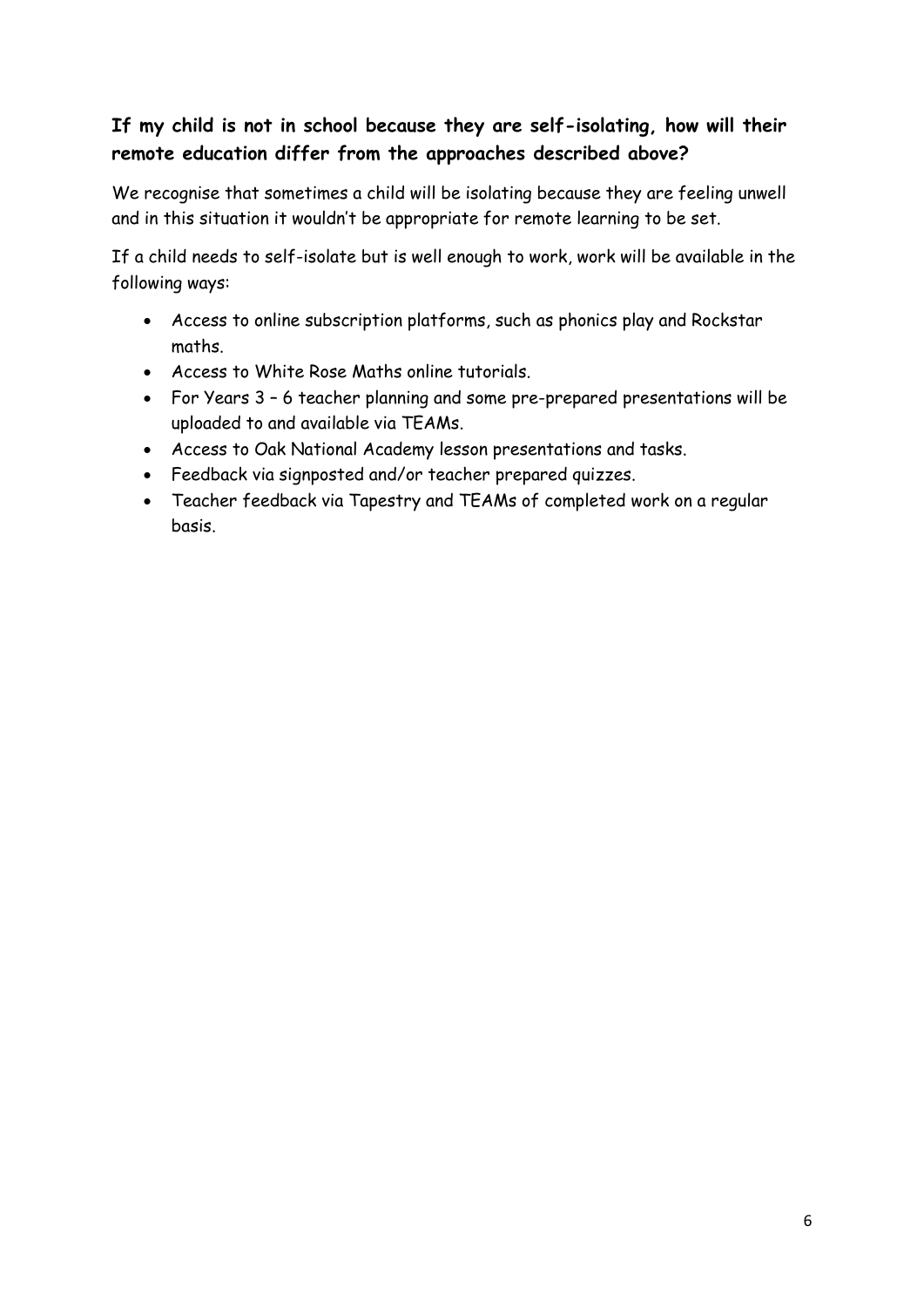### **If my child is not in school because they are self-isolating, how will their remote education differ from the approaches described above?**

We recognise that sometimes a child will be isolating because they are feeling unwell and in this situation it wouldn't be appropriate for remote learning to be set.

If a child needs to self-isolate but is well enough to work, work will be available in the following ways:

- Access to online subscription platforms, such as phonics play and Rockstar maths.
- Access to White Rose Maths online tutorials.
- For Years 3 – 6 teacher planning and some pre-prepared presentations will be uploaded to and available via TEAMs.
- Access to Oak National Academy lesson presentations and tasks.
- Feedback via signposted and/or teacher prepared quizzes.
- Teacher feedback via Tapestry and TEAMs of completed work on a regular basis.